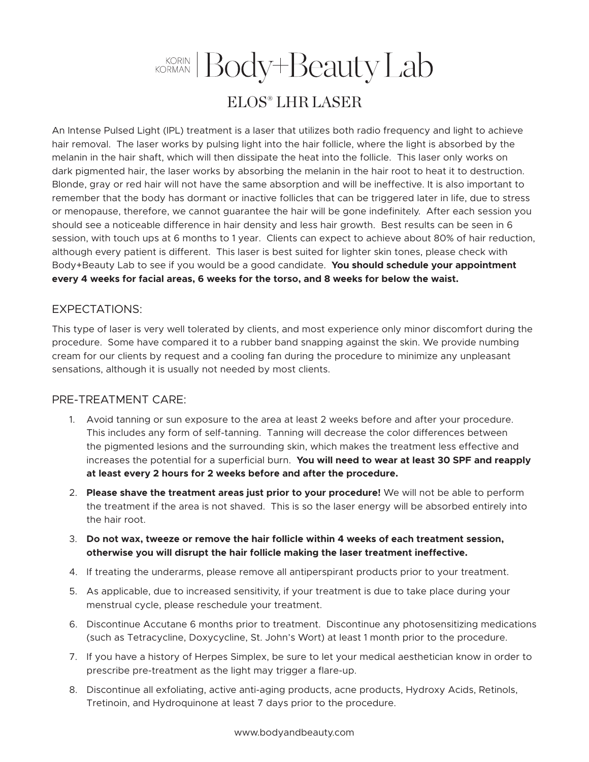# KORIN KORMAN | Body+Beauty Lab

## ELOS® LHR LASER

An Intense Pulsed Light (IPL) treatment is a laser that utilizes both radio frequency and light to achieve hair removal. The laser works by pulsing light into the hair follicle, where the light is absorbed by the melanin in the hair shaft, which will then dissipate the heat into the follicle. This laser only works on dark pigmented hair, the laser works by absorbing the melanin in the hair root to heat it to destruction. Blonde, gray or red hair will not have the same absorption and will be ineffective. It is also important to remember that the body has dormant or inactive follicles that can be triggered later in life, due to stress or menopause, therefore, we cannot guarantee the hair will be gone indefinitely. After each session you should see a noticeable difference in hair density and less hair growth. Best results can be seen in 6 session, with touch ups at 6 months to 1 year. Clients can expect to achieve about 80% of hair reduction, although every patient is different. This laser is best suited for lighter skin tones, please check with Body+Beauty Lab to see if you would be a good candidate. **You should schedule your appointment every 4 weeks for facial areas, 6 weeks for the torso, and 8 weeks for below the waist.**

### EXPECTATIONS:

This type of laser is very well tolerated by clients, and most experience only minor discomfort during the procedure. Some have compared it to a rubber band snapping against the skin. We provide numbing cream for our clients by request and a cooling fan during the procedure to minimize any unpleasant sensations, although it is usually not needed by most clients.

### PRE-TREATMENT CARE:

1. Avoid tanning or sun exposure to the area at least 2 weeks before and after your procedure. This includes any form of self-tanning. Tanning will decrease the color differences between the pigmented lesions and the surrounding skin, which makes the treatment less effective and increases the potential for a superficial burn. **You will need to wear at least 30 SPF and reapply at least every 2 hours for 2 weeks before and after the procedure.**
2. **Please shave the treatment areas just prior to your procedure!** We will not be able to perform the treatment if the area is not shaved. This is so the laser energy will be absorbed entirely into the hair root.
3. **Do not wax, tweeze or remove the hair follicle within 4 weeks of each treatment session, otherwise you will disrupt the hair follicle making the laser treatment ineffective.**
4. If treating the underarms, please remove all antiperspirant products prior to your treatment.
5. As applicable, due to increased sensitivity, if your treatment is due to take place during your menstrual cycle, please reschedule your treatment.
6. Discontinue Accutane 6 months prior to treatment. Discontinue any photosensitizing medications (such as Tetracycline, Doxycycline, St. John's Wort) at least 1 month prior to the procedure.
7. If you have a history of Herpes Simplex, be sure to let your medical aesthetician know in order to prescribe pre-treatment as the light may trigger a flare-up.
8. Discontinue all exfoliating, active anti-aging products, acne products, Hydroxy Acids, Retinols, Tretinoin, and Hydroquinone at least 7 days prior to the procedure.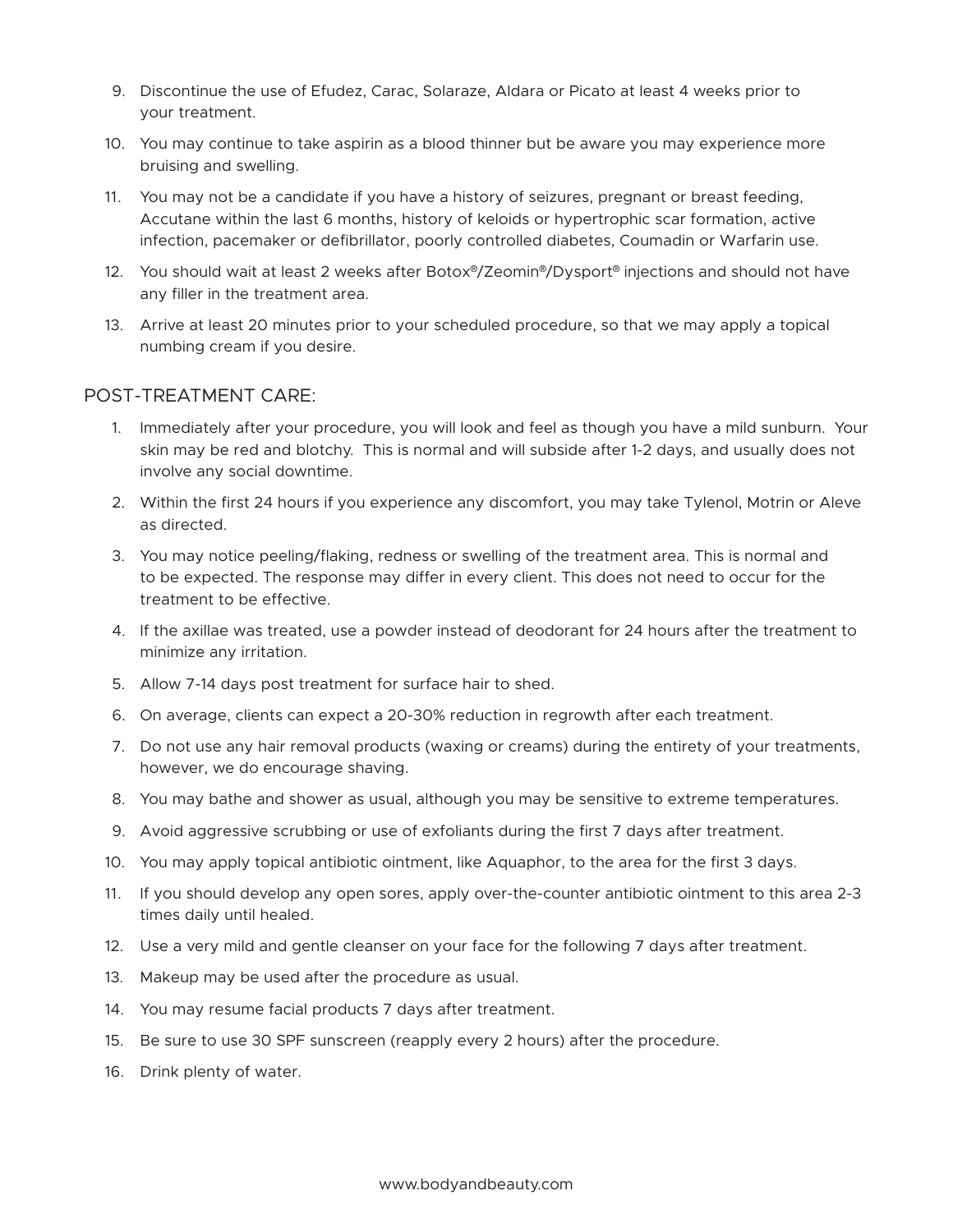9. Discontinue the use of Efudez, Carac, Solaraze, Aldara or Picato at least 4 weeks prior to your treatment.
10. You may continue to take aspirin as a blood thinner but be aware you may experience more bruising and swelling.
11. You may not be a candidate if you have a history of seizures, pregnant or breast feeding, Accutane within the last 6 months, history of keloids or hypertrophic scar formation, active infection, pacemaker or defibrillator, poorly controlled diabetes, Coumadin or Warfarin use.
12. You should wait at least 2 weeks after Botox®/Zeomin®/Dysport® injections and should not have any filler in the treatment area.
13. Arrive at least 20 minutes prior to your scheduled procedure, so that we may apply a topical numbing cream if you desire.

## POST-TREATMENT CARE:

1. Immediately after your procedure, you will look and feel as though you have a mild sunburn. Your skin may be red and blotchy. This is normal and will subside after 1-2 days, and usually does not involve any social downtime.
2. Within the first 24 hours if you experience any discomfort, you may take Tylenol, Motrin or Aleve as directed.
3. You may notice peeling/flaking, redness or swelling of the treatment area. This is normal and to be expected. The response may differ in every client. This does not need to occur for the treatment to be effective.
4. If the axillae was treated, use a powder instead of deodorant for 24 hours after the treatment to minimize any irritation.
5. Allow 7-14 days post treatment for surface hair to shed.
6. On average, clients can expect a 20-30% reduction in regrowth after each treatment.
7. Do not use any hair removal products (waxing or creams) during the entirety of your treatments, however, we do encourage shaving.
8. You may bathe and shower as usual, although you may be sensitive to extreme temperatures.
9. Avoid aggressive scrubbing or use of exfoliants during the first 7 days after treatment.
10. You may apply topical antibiotic ointment, like Aquaphor, to the area for the first 3 days.
11. If you should develop any open sores, apply over-the-counter antibiotic ointment to this area 2-3 times daily until healed.
12. Use a very mild and gentle cleanser on your face for the following 7 days after treatment.
13. Makeup may be used after the procedure as usual.
14. You may resume facial products 7 days after treatment.
15. Be sure to use 30 SPF sunscreen (reapply every 2 hours) after the procedure.
16. Drink plenty of water.

www.bodyandbeauty.com